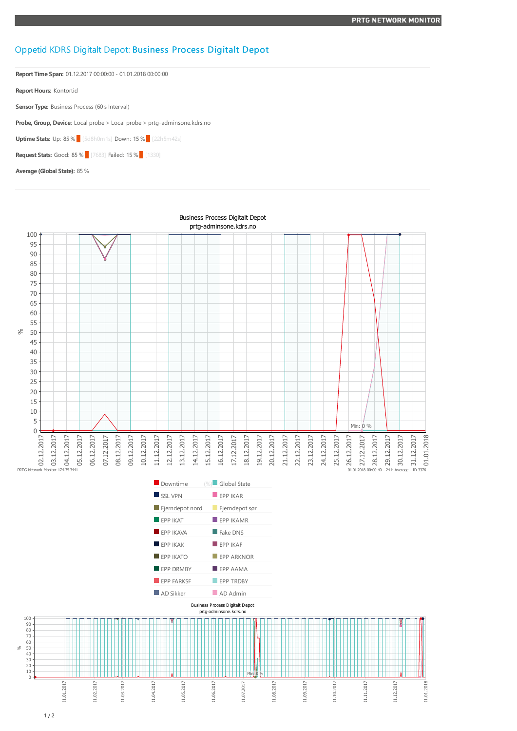# Oppetid KDRS Digitalt Depot: **Business Process Digitalt Depot**

**Report Time Span:** 01.12.2017 00:00:00 - 01.01.2018 00:00:00

**Report Hours:** Kontortid

**Sensor Type:** Business Process (60 s Interval)

**Probe, Group, Device:** Local probe > Local probe > prtg-adminsone.kdrs.no

**Uptime Stats:** Up: 85 % [5d8h0m1s] Down: 15 % [22h5m42s]

**Request Stats:** Good: 85 % [7683] Failed: 15 % [1330]

**Average (Global State):** 85 %

Business Process Digitalt Depot
prtg-adminsone.kdrs.no

PRTG Network Monitor 17.4.35.3441

01.01.2018 00:00:40 - 24 h Average - ID 3376

| | |
|---|---|
| Downtime (%) | Global State |
| SSL VPN | EPP IKAR |
| Fjerndepot nord | Fjerndepot sør |
| EPP IKAT | EPP IKAMR |
| EPP IKAVA | Fake DNS |
| EPP IKAK | EPP IKAF |
| EPP IKATO | EPP ARKNOR |
| EPP DRMBY | EPP AAMA |
| EPP FARKSF | EPP TRDBY |
| AD Sikker | AD Admin |

Business Process Digitalt Depot
prtg-adminsone.kdrs.no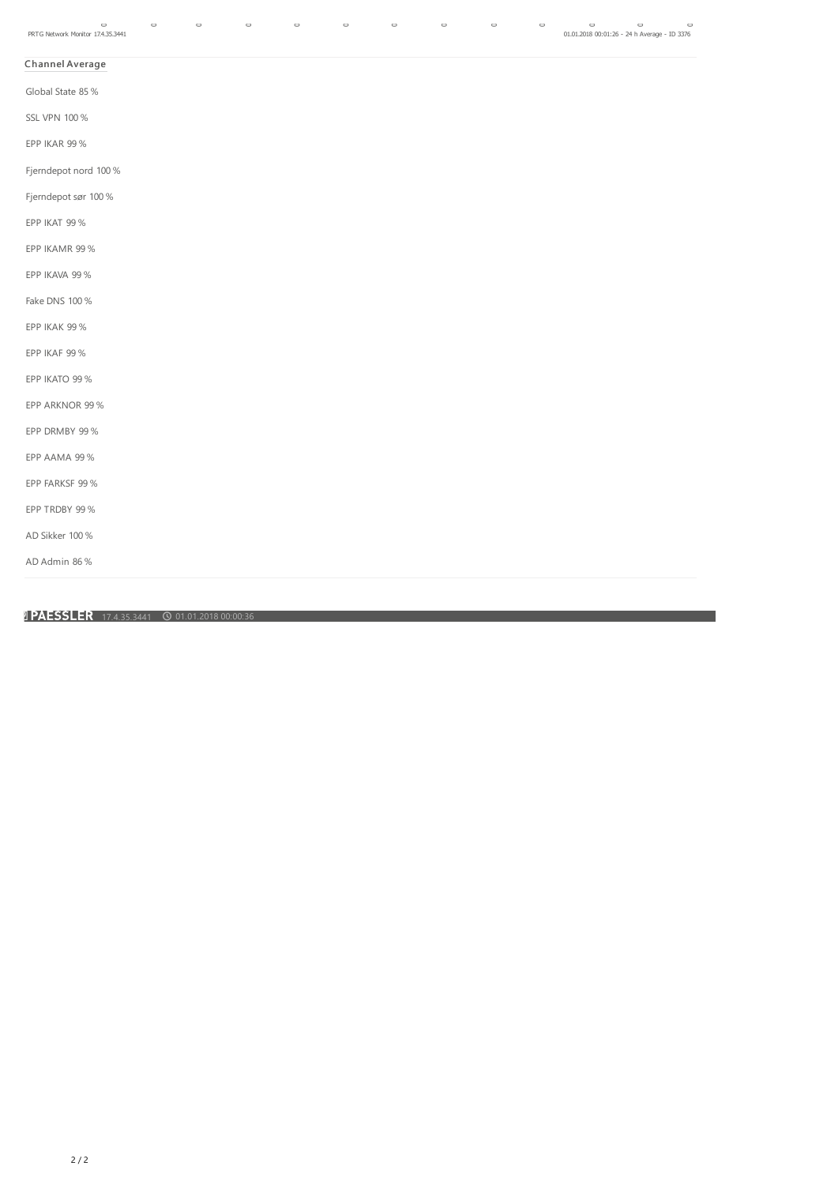## Channel Average

Global State 85 %

SSL VPN 100 %

EPP IKAR 99 %

Fjerndepot nord 100 %

Fjerndepot sør 100 %

EPP IKAT 99 %

EPP IKAMR 99 %

EPP IKAVA 99 %

Fake DNS 100 %

EPP IKAK 99 %

EPP IKAF 99 %

EPP IKATO 99 %

EPP ARKNOR 99 %

EPP DRMBY 99 %

EPP AAMA 99 %

EPP FARKSF 99 %

EPP TRDBY 99 %

AD Sikker 100 %

AD Admin 86 %

PAESSLER 17.4.35.3441 01.01.2018 00:00:36